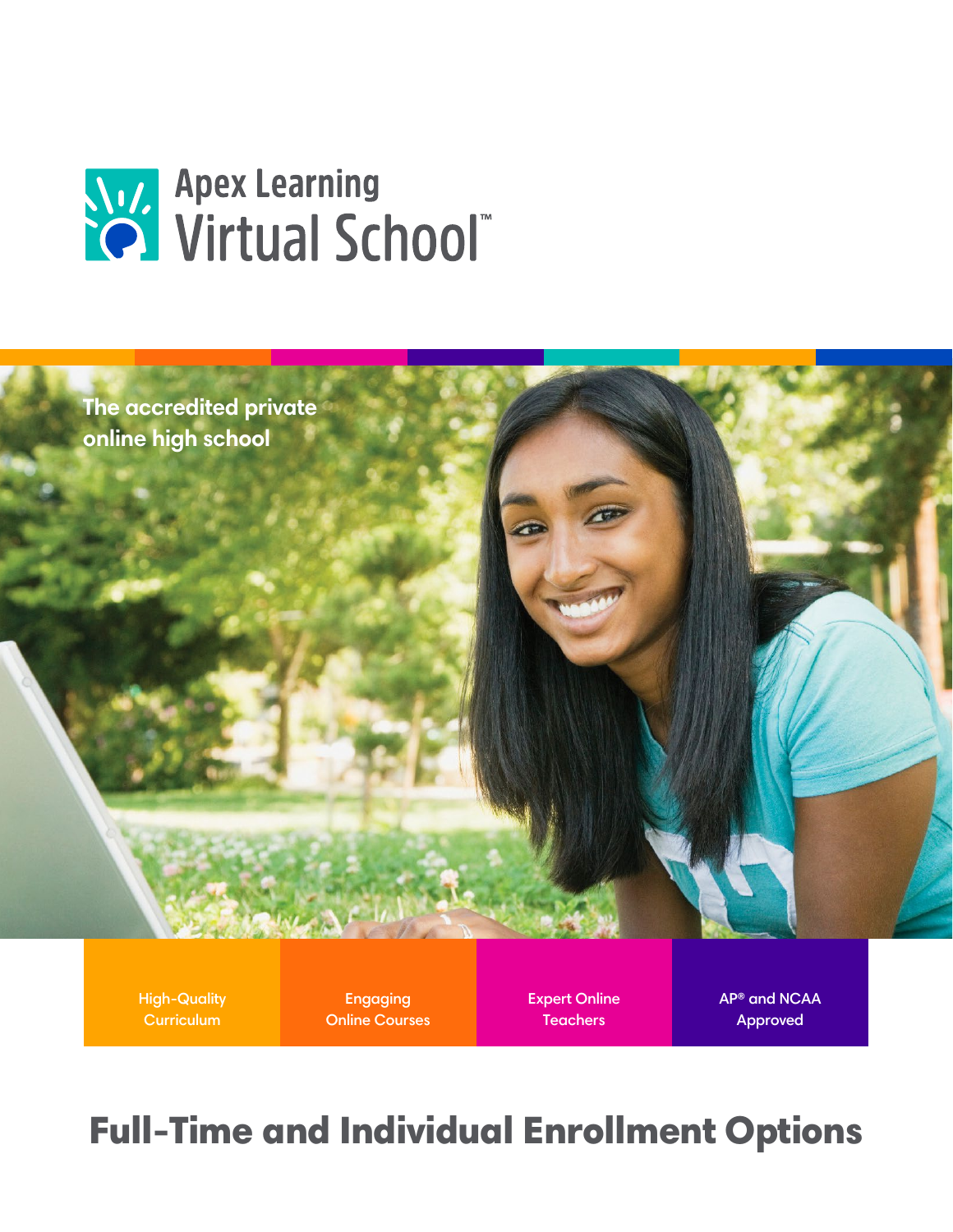# Apex Learning Virtual School™

The accredited private online high school

High-Quality Curriculum

Engaging Online Courses

Expert Online Teachers

AP® and NCAA Approved

## Full-Time and Individual Enrollment Options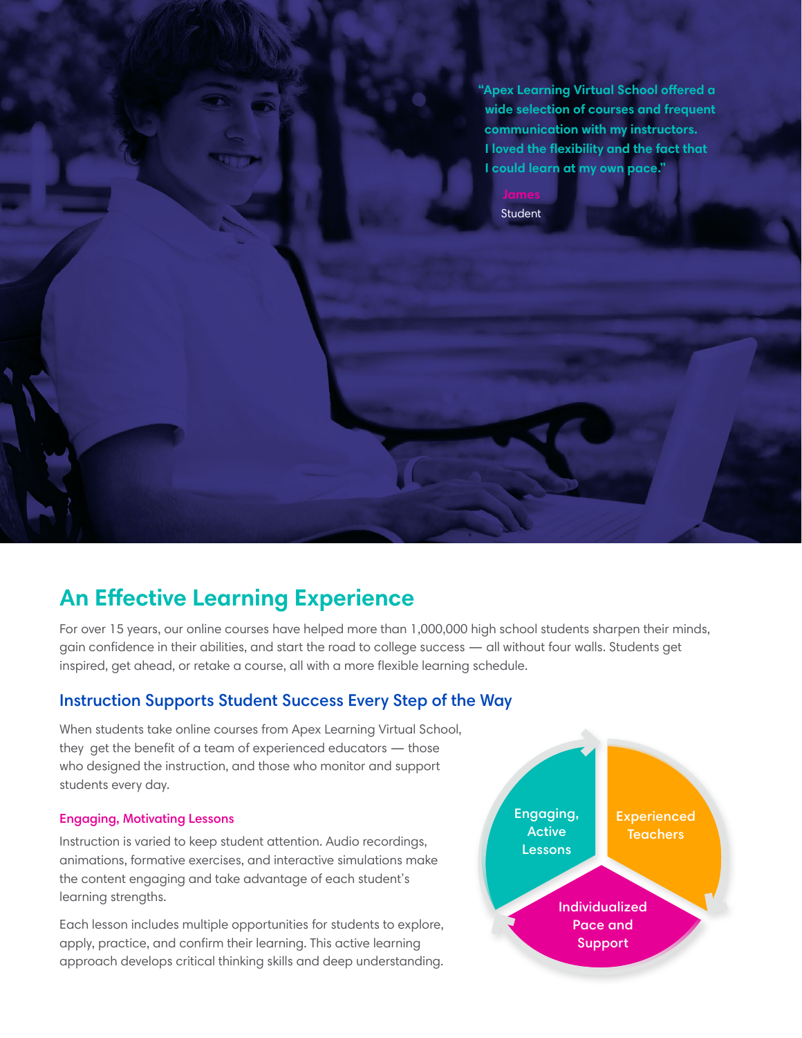> "Apex Learning Virtual School offered a wide selection of courses and frequent communication with my instructors. I loved the flexibility and the fact that I could learn at my own pace."
>
> **James**
> Student

## An Effective Learning Experience

For over 15 years, our online courses have helped more than 1,000,000 high school students sharpen their minds, gain confidence in their abilities, and start the road to college success — all without four walls. Students get inspired, get ahead, or retake a course, all with a more flexible learning schedule.

### Instruction Supports Student Success Every Step of the Way

When students take online courses from Apex Learning Virtual School, they get the benefit of a team of experienced educators — those who designed the instruction, and those who monitor and support students every day.

Engaging, Active Lessons

Experienced Teachers

Individualized Pace and Support

#### Engaging, Motivating Lessons

Instruction is varied to keep student attention. Audio recordings, animations, formative exercises, and interactive simulations make the content engaging and take advantage of each student's learning strengths.

Each lesson includes multiple opportunities for students to explore, apply, practice, and confirm their learning. This active learning approach develops critical thinking skills and deep understanding.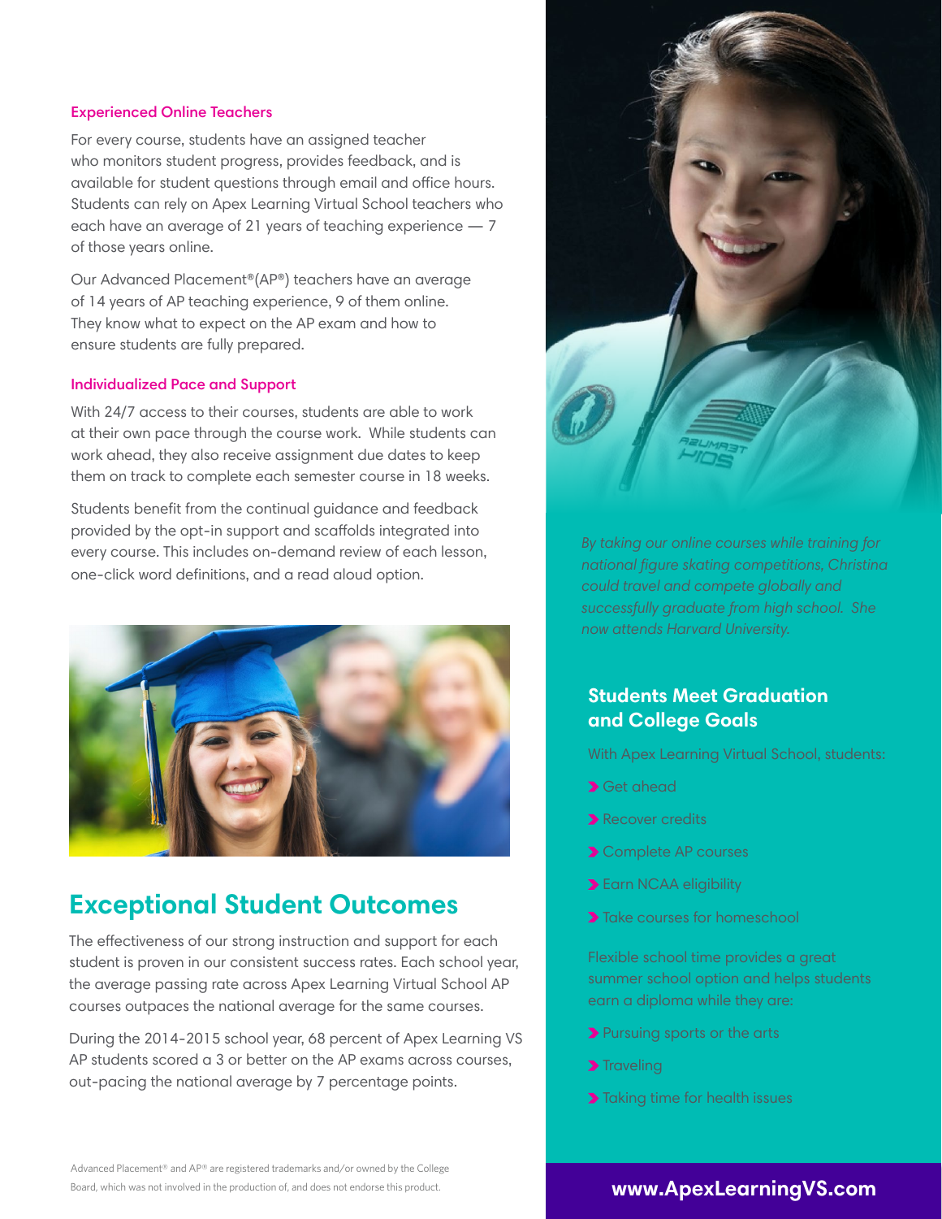### Experienced Online Teachers

For every course, students have an assigned teacher who monitors student progress, provides feedback, and is available for student questions through email and office hours. Students can rely on Apex Learning Virtual School teachers who each have an average of 21 years of teaching experience — 7 of those years online.

Our Advanced Placement®(AP®) teachers have an average of 14 years of AP teaching experience, 9 of them online. They know what to expect on the AP exam and how to ensure students are fully prepared.

### Individualized Pace and Support

With 24/7 access to their courses, students are able to work at their own pace through the course work. While students can work ahead, they also receive assignment due dates to keep them on track to complete each semester course in 18 weeks.

Students benefit from the continual guidance and feedback provided by the opt-in support and scaffolds integrated into every course. This includes on-demand review of each lesson, one-click word definitions, and a read aloud option.

## Exceptional Student Outcomes

The effectiveness of our strong instruction and support for each student is proven in our consistent success rates. Each school year, the average passing rate across Apex Learning Virtual School AP courses outpaces the national average for the same courses.

During the 2014-2015 school year, 68 percent of Apex Learning VS AP students scored a 3 or better on the AP exams across courses, out-pacing the national average by 7 percentage points.

*By taking our online courses while training for national figure skating competitions, Christina could travel and compete globally and successfully graduate from high school. She now attends Harvard University.*

### Students Meet Graduation and College Goals

With Apex Learning Virtual School, students:

- Get ahead
- Recover credits
- Complete AP courses
- Earn NCAA eligibility
- Take courses for homeschool

Flexible school time provides a great summer school option and helps students earn a diploma while they are:

- Pursuing sports or the arts
- Traveling
- Taking time for health issues

Advanced Placement® and AP® are registered trademarks and/or owned by the College Board, which was not involved in the production of, and does not endorse this product.

**www.ApexLearningVS.com**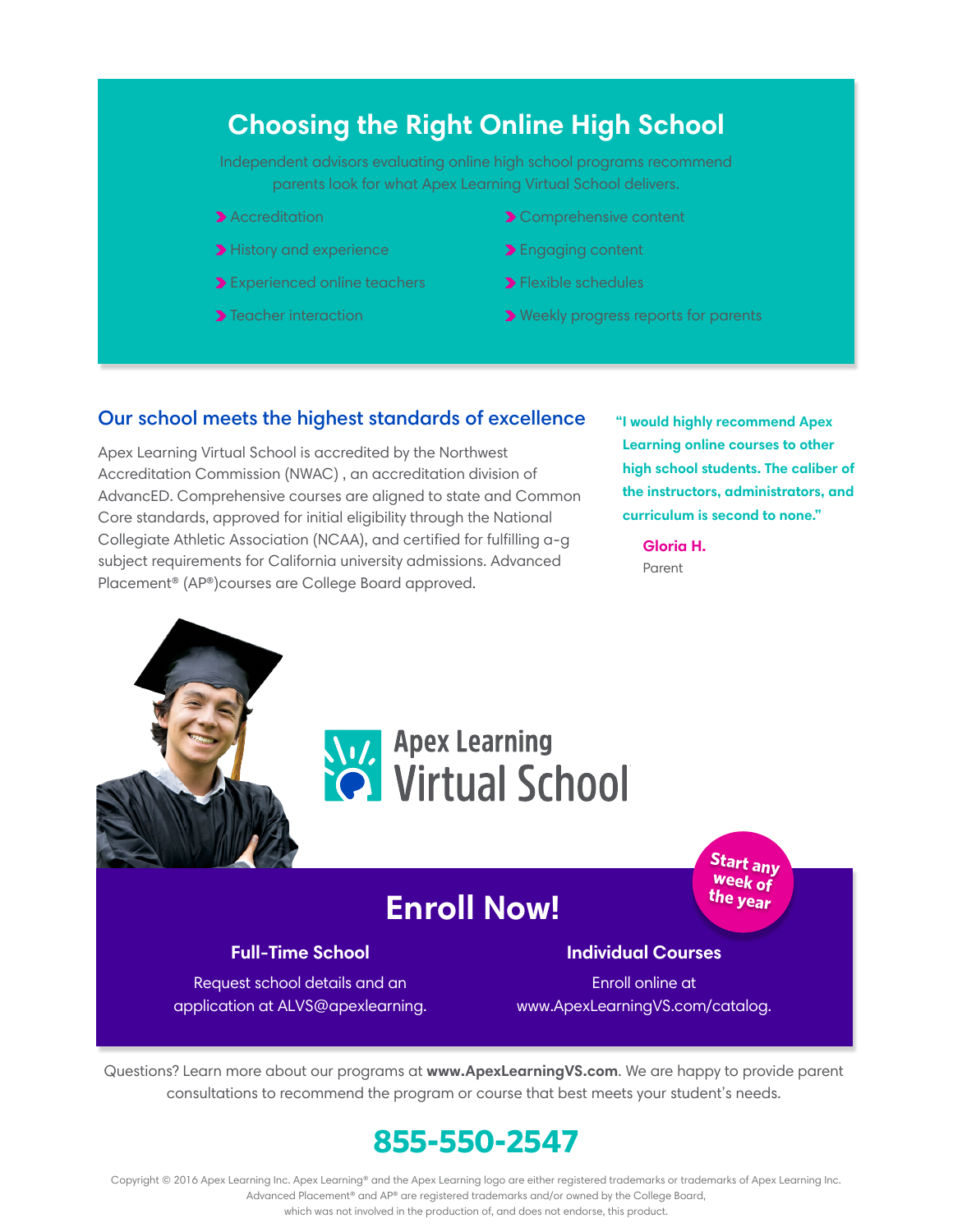## Choosing the Right Online High School

Independent advisors evaluating online high school programs recommend parents look for what Apex Learning Virtual School delivers.

- Accreditation
- History and experience
- Experienced online teachers
- Teacher interaction
- Comprehensive content
- Engaging content
- Flexible schedules
- Weekly progress reports for parents

### Our school meets the highest standards of excellence

Apex Learning Virtual School is accredited by the Northwest Accreditation Commission (NWAC) , an accreditation division of AdvancED. Comprehensive courses are aligned to state and Common Core standards, approved for initial eligibility through the National Collegiate Athletic Association (NCAA), and certified for fulfilling a-g subject requirements for California university admissions. Advanced Placement® (AP®)courses are College Board approved.

**"I would highly recommend Apex Learning online courses to other high school students. The caliber of the instructors, administrators, and curriculum is second to none."**

**Gloria H.**
Parent

Apex Learning Virtual School

Start any week of the year

## Enroll Now!

**Full-Time School**

Request school details and an application at ALVS@apexlearning.

**Individual Courses**

Enroll online at www.ApexLearningVS.com/catalog.

Questions? Learn more about our programs at **www.ApexLearningVS.com**. We are happy to provide parent consultations to recommend the program or course that best meets your student's needs.

## 855-550-2547

Copyright © 2016 Apex Learning Inc. Apex Learning® and the Apex Learning logo are either registered trademarks or trademarks of Apex Learning Inc. Advanced Placement® and AP® are registered trademarks and/or owned by the College Board, which was not involved in the production of, and does not endorse, this product.